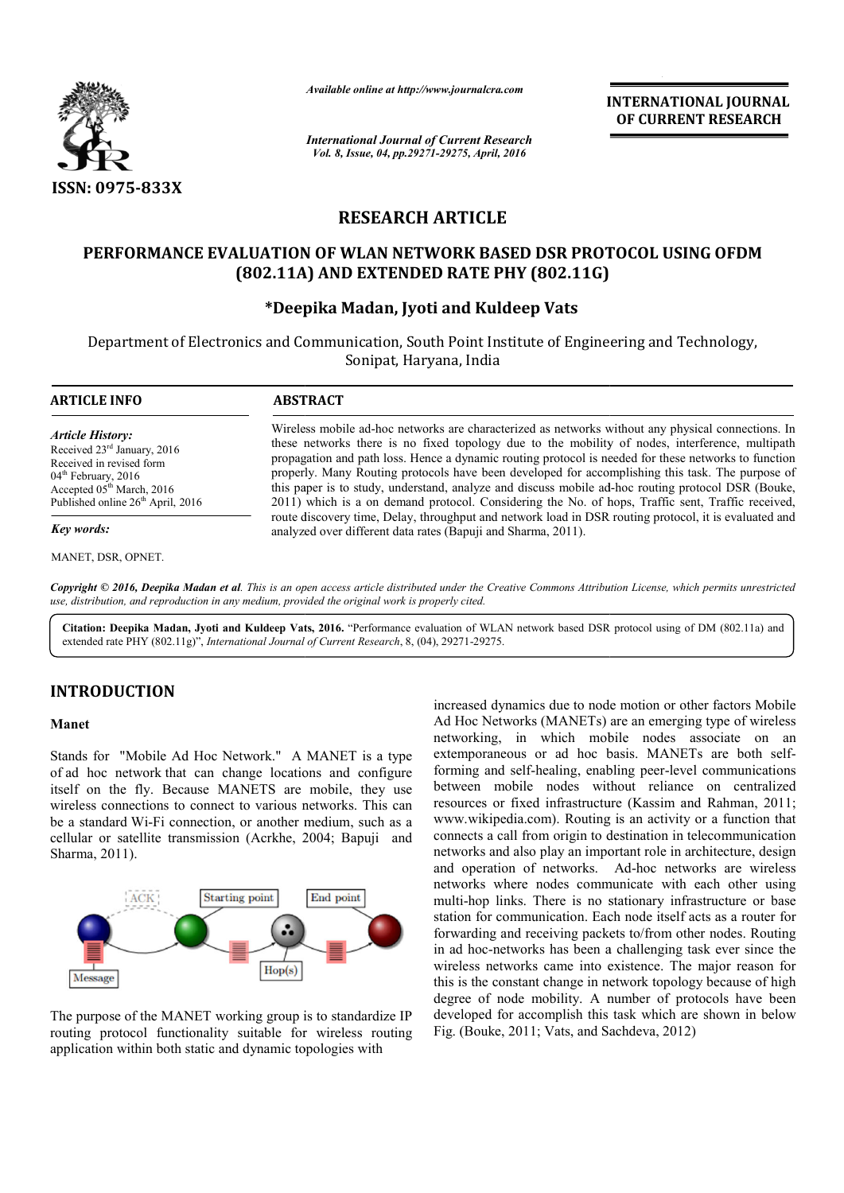# RESEARCH ARTICLE

# PERFORMANCE EVALUATION OF WLAN NETWORK BASED DSR PROTOCOL USING OFDM (802.11A) AND EXTENDED RATE PHY (802.11G)

**\*Deepika Madan, Jyoti and Kuldeep Vats**

Department of Electronics and Communication, South Point Institute of Engineering and Technology, Sonipat, Haryana, India

## ARTICLE INFO

*Article History:*
Received 23rd January, 2016
Received in revised form
04th February, 2016
Accepted 05th March, 2016
Published online 26th April, 2016

*Key words:*

MANET, DSR, OPNET.

## ABSTRACT

Wireless mobile ad-hoc networks are characterized as networks without any physical connections. In these networks there is no fixed topology due to the mobility of nodes, interference, multipath propagation and path loss. Hence a dynamic routing protocol is needed for these networks to function properly. Many Routing protocols have been developed for accomplishing this task. The purpose of this paper is to study, understand, analyze and discuss mobile ad-hoc routing protocol DSR (Bouke, 2011) which is a on demand protocol. Considering the No. of hops, Traffic sent, Traffic received, route discovery time, Delay, throughput and network load in DSR routing protocol, it is evaluated and analyzed over different data rates (Bapuji and Sharma, 2011).

***Copyright © 2016, Deepika Madan et al.*** *This is an open access article distributed under the Creative Commons Attribution License, which permits unrestricted use, distribution, and reproduction in any medium, provided the original work is properly cited.*

**Citation: Deepika Madan, Jyoti and Kuldeep Vats, 2016.** "Performance evaluation of WLAN network based DSR protocol using of DM (802.11a) and extended rate PHY (802.11g)", *International Journal of Current Research*, 8, (04), 29271-29275.

## INTRODUCTION

### Manet

Stands for "Mobile Ad Hoc Network." A MANET is a type of ad hoc network that can change locations and configure itself on the fly. Because MANETS are mobile, they use wireless connections to connect to various networks. This can be a standard Wi-Fi connection, or another medium, such as a cellular or satellite transmission (Acrkhe, 2004; Bapuji and Sharma, 2011).

The purpose of the MANET working group is to standardize IP routing protocol functionality suitable for wireless routing application within both static and dynamic topologies with increased dynamics due to node motion or other factors Mobile Ad Hoc Networks (MANETs) are an emerging type of wireless networking, in which mobile nodes associate on an extemporaneous or ad hoc basis. MANETs are both self-forming and self-healing, enabling peer-level communications between mobile nodes without reliance on centralized resources or fixed infrastructure (Kassim and Rahman, 2011; www.wikipedia.com). Routing is an activity or a function that connects a call from origin to destination in telecommunication networks and also play an important role in architecture, design and operation of networks. Ad-hoc networks are wireless networks where nodes communicate with each other using multi-hop links. There is no stationary infrastructure or base station for communication. Each node itself acts as a router for forwarding and receiving packets to/from other nodes. Routing in ad hoc-networks has been a challenging task ever since the wireless networks came into existence. The major reason for this is the constant change in network topology because of high degree of node mobility. A number of protocols have been developed for accomplish this task which are shown in below Fig. (Bouke, 2011; Vats, and Sachdeva, 2012)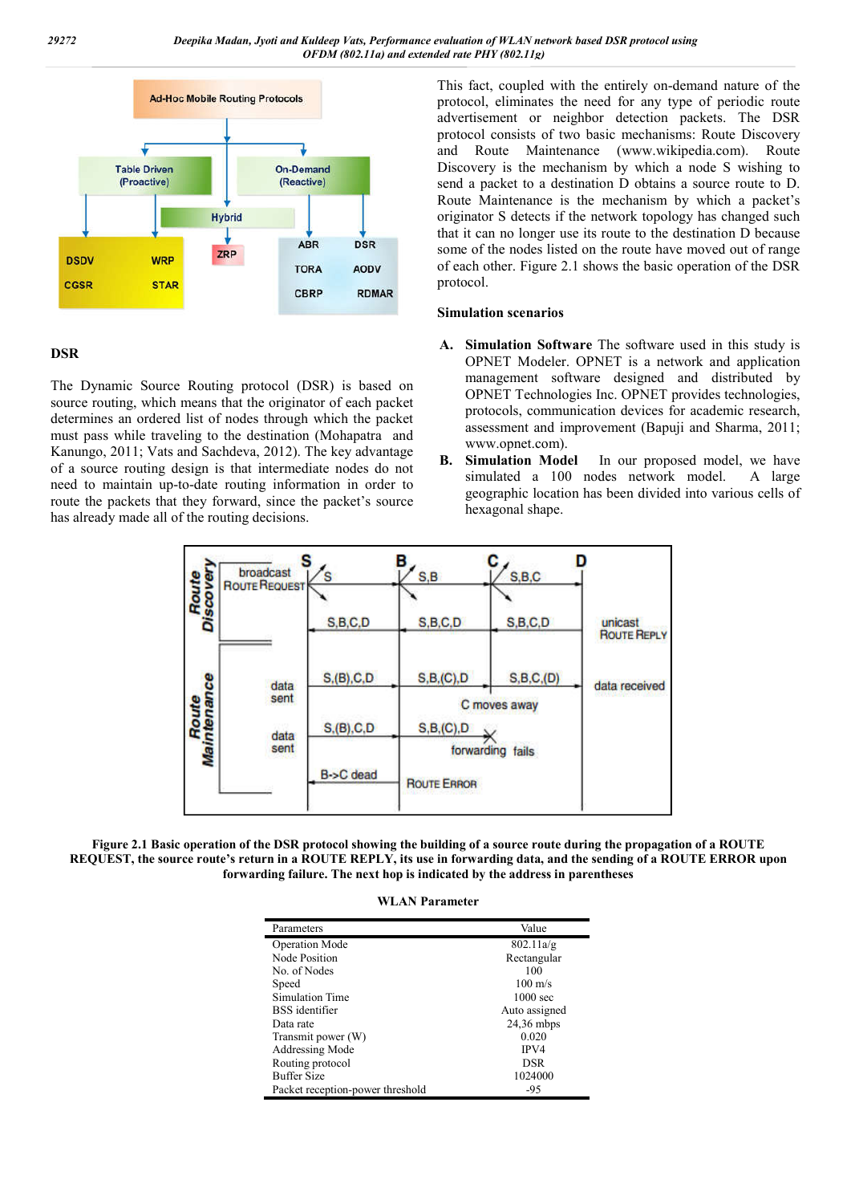## DSR

The Dynamic Source Routing protocol (DSR) is based on source routing, which means that the originator of each packet determines an ordered list of nodes through which the packet must pass while traveling to the destination (Mohapatra and Kanungo, 2011; Vats and Sachdeva, 2012). The key advantage of a source routing design is that intermediate nodes do not need to maintain up-to-date routing information in order to route the packets that they forward, since the packet's source has already made all of the routing decisions. This fact, coupled with the entirely on-demand nature of the protocol, eliminates the need for any type of periodic route advertisement or neighbor detection packets. The DSR protocol consists of two basic mechanisms: Route Discovery and Route Maintenance (www.wikipedia.com). Route Discovery is the mechanism by which a node S wishing to send a packet to a destination D obtains a source route to D. Route Maintenance is the mechanism by which a packet's originator S detects if the network topology has changed such that it can no longer use its route to the destination D because some of the nodes listed on the route have moved out of range of each other. Figure 2.1 shows the basic operation of the DSR protocol.

### Simulation scenarios

**A. Simulation Software** The software used in this study is OPNET Modeler. OPNET is a network and application management software designed and distributed by OPNET Technologies Inc. OPNET provides technologies, protocols, communication devices for academic research, assessment and improvement (Bapuji and Sharma, 2011; www.opnet.com).

**B. Simulation Model** In our proposed model, we have simulated a 100 nodes network model. A large geographic location has been divided into various cells of hexagonal shape.

**Figure 2.1 Basic operation of the DSR protocol showing the building of a source route during the propagation of a ROUTE REQUEST, the source route's return in a ROUTE REPLY, its use in forwarding data, and the sending of a ROUTE ERROR upon forwarding failure. The next hop is indicated by the address in parentheses**

**WLAN Parameter**

| Parameters | Value |
|---|---|
| Operation Mode | 802.11a/g |
| Node Position | Rectangular |
| No. of Nodes | 100 |
| Speed | 100 m/s |
| Simulation Time | 1000 sec |
| BSS identifier | Auto assigned |
| Data rate | 24,36 mbps |
| Transmit power (W) | 0.020 |
| Addressing Mode | IPV4 |
| Routing protocol | DSR |
| Buffer Size | 1024000 |
| Packet reception-power threshold | -95 |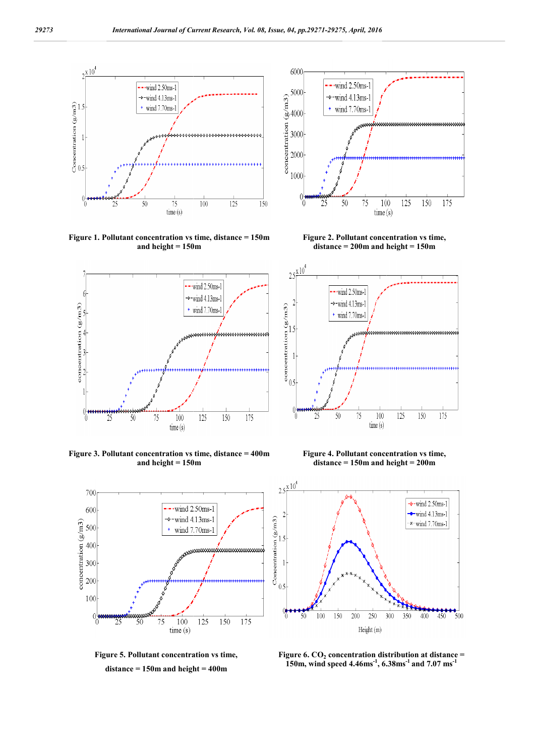Figure 1. Pollutant concentration vs time, distance = 150m and height = 150m

Figure 2. Pollutant concentration vs time, distance = 200m and height = 150m

Figure 3. Pollutant concentration vs time, distance = 400m and height = 150m

Figure 4. Pollutant concentration vs time, distance = 150m and height = 200m

Figure 5. Pollutant concentration vs time, distance = 150m and height = 400m

Figure 6. $CO_2$ concentration distribution at distance = 150m, wind speed 4.46ms$^{-1}$, 6.38ms$^{-1}$ and 7.07 ms$^{-1}$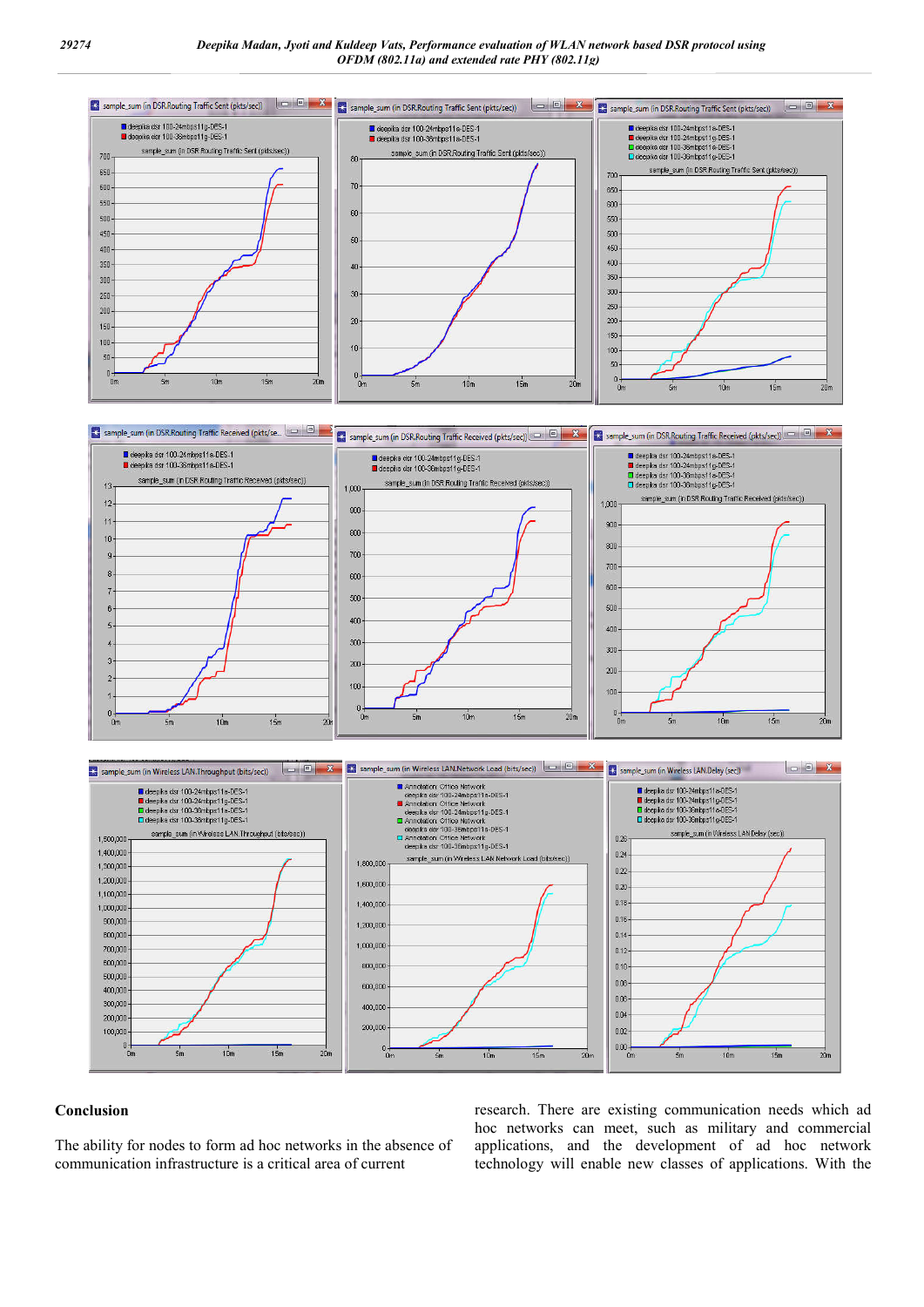## Conclusion

The ability for nodes to form ad hoc networks in the absence of communication infrastructure is a critical area of current research. There are existing communication needs which ad hoc networks can meet, such as military and commercial applications, and the development of ad hoc network technology will enable new classes of applications. With the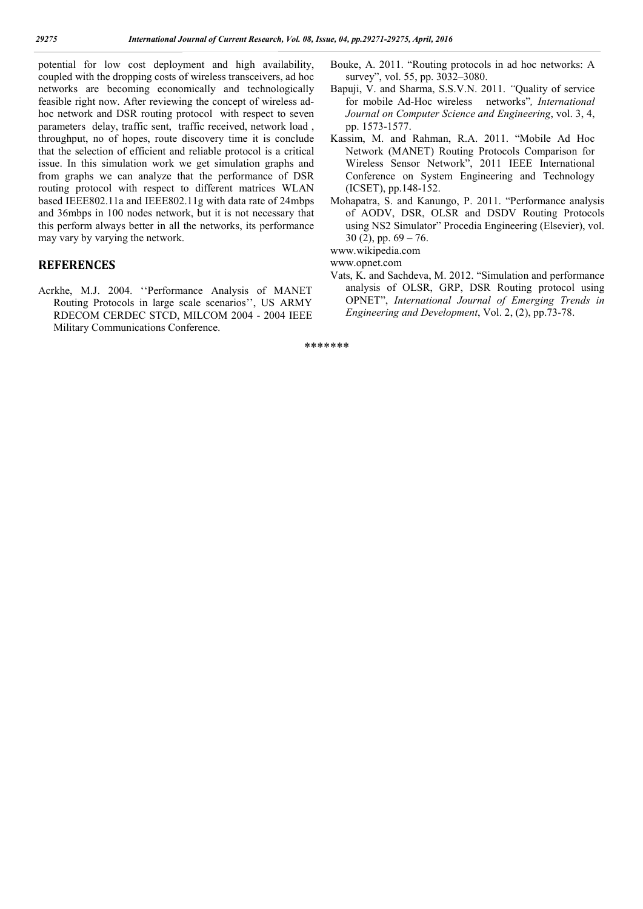potential for low cost deployment and high availability, coupled with the dropping costs of wireless transceivers, ad hoc networks are becoming economically and technologically feasible right now. After reviewing the concept of wireless ad-hoc network and DSR routing protocol with respect to seven parameters delay, traffic sent, traffic received, network load , throughput, no of hopes, route discovery time it is conclude that the selection of efficient and reliable protocol is a critical issue. In this simulation work we get simulation graphs and from graphs we can analyze that the performance of DSR routing protocol with respect to different matrices WLAN based IEEE802.11a and IEEE802.11g with data rate of 24mbps and 36mbps in 100 nodes network, but it is not necessary that this perform always better in all the networks, its performance may vary by varying the network.

## REFERENCES

Acrkhe, M.J. 2004. ''Performance Analysis of MANET Routing Protocols in large scale scenarios'', US ARMY RDECOM CERDEC STCD, MILCOM 2004 - 2004 IEEE Military Communications Conference.

Bouke, A. 2011. "Routing protocols in ad hoc networks: A survey", vol. 55, pp. 3032–3080.

Bapuji, V. and Sharma, S.S.V.N. 2011. "Quality of service for mobile Ad-Hoc wireless networks", *International Journal on Computer Science and Engineering*, vol. 3, 4, pp. 1573-1577.

Kassim, M. and Rahman, R.A. 2011. "Mobile Ad Hoc Network (MANET) Routing Protocols Comparison for Wireless Sensor Network", 2011 IEEE International Conference on System Engineering and Technology (ICSET), pp.148-152.

Mohapatra, S. and Kanungo, P. 2011. "Performance analysis of AODV, DSR, OLSR and DSDV Routing Protocols using NS2 Simulator" Procedia Engineering (Elsevier), vol. 30 (2), pp. 69 – 76.

www.wikipedia.com

www.opnet.com

Vats, K. and Sachdeva, M. 2012. "Simulation and performance analysis of OLSR, GRP, DSR Routing protocol using OPNET", *International Journal of Emerging Trends in Engineering and Development*, Vol. 2, (2), pp.73-78.

\*\*\*\*\*\*\*